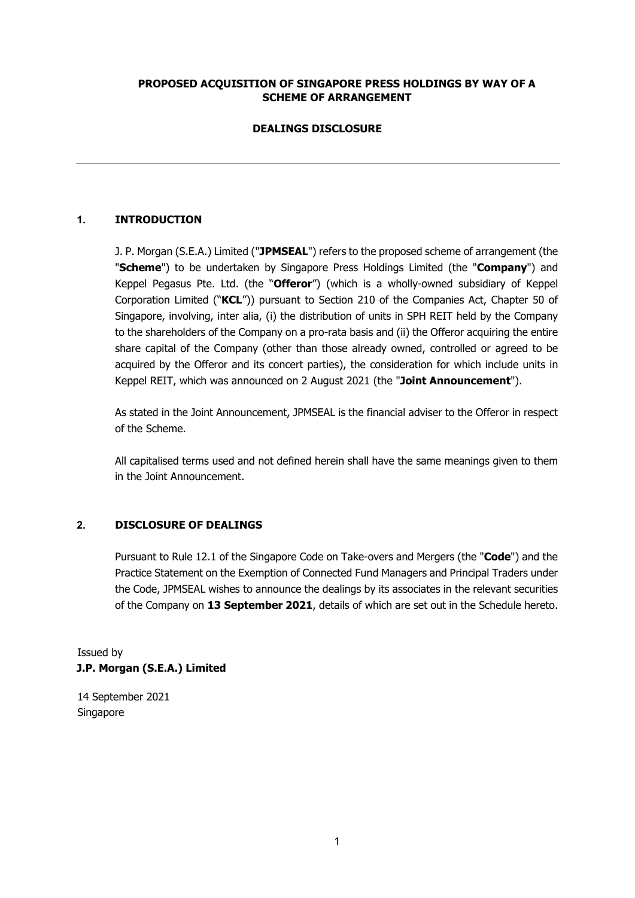**PROPOSED ACQUISITION OF SINGAPORE PRESS HOLDINGS BY WAY OF A SCHEME OF ARRANGEMENT**

**DEALINGS DISCLOSURE**

---

## 1. INTRODUCTION

J. P. Morgan (S.E.A.) Limited ("**JPMSEAL**") refers to the proposed scheme of arrangement (the "**Scheme**") to be undertaken by Singapore Press Holdings Limited (the "**Company**") and Keppel Pegasus Pte. Ltd. (the "**Offeror**") (which is a wholly-owned subsidiary of Keppel Corporation Limited ("**KCL**")) pursuant to Section 210 of the Companies Act, Chapter 50 of Singapore, involving, inter alia, (i) the distribution of units in SPH REIT held by the Company to the shareholders of the Company on a pro-rata basis and (ii) the Offeror acquiring the entire share capital of the Company (other than those already owned, controlled or agreed to be acquired by the Offeror and its concert parties), the consideration for which include units in Keppel REIT, which was announced on 2 August 2021 (the "**Joint Announcement**").

As stated in the Joint Announcement, JPMSEAL is the financial adviser to the Offeror in respect of the Scheme.

All capitalised terms used and not defined herein shall have the same meanings given to them in the Joint Announcement.

## 2. DISCLOSURE OF DEALINGS

Pursuant to Rule 12.1 of the Singapore Code on Take-overs and Mergers (the "**Code**") and the Practice Statement on the Exemption of Connected Fund Managers and Principal Traders under the Code, JPMSEAL wishes to announce the dealings by its associates in the relevant securities of the Company on **13 September 2021**, details of which are set out in the Schedule hereto.

Issued by
**J.P. Morgan (S.E.A.) Limited**

14 September 2021
Singapore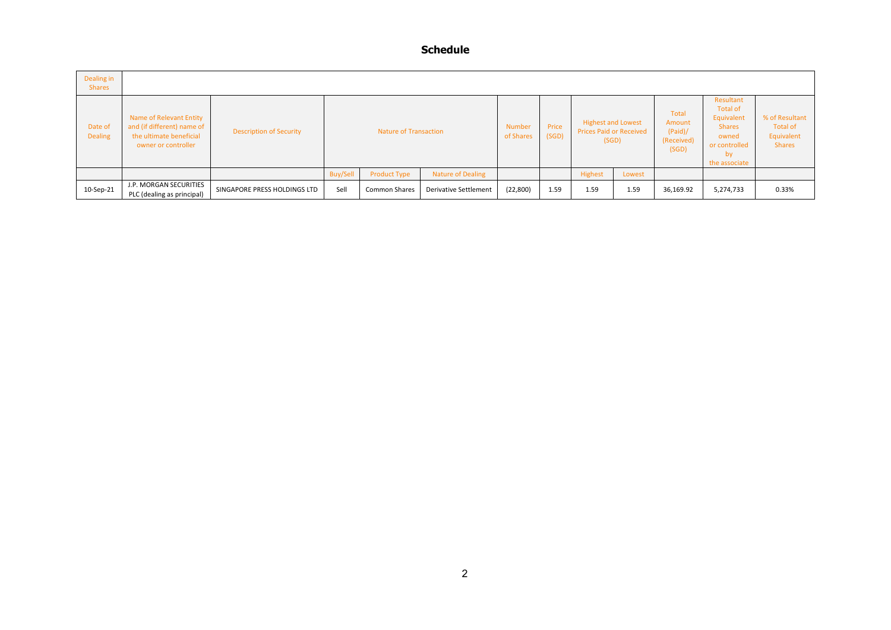# Schedule

| Dealing in Shares | | | | | | | | | | | | |
|---|---|---|---|---|---|---|---|---|---|---|---|---|
| Date of Dealing | Name of Relevant Entity and (if different) name of the ultimate beneficial owner or controller | Description of Security | Nature of Transaction | | | Number of Shares | Price (SGD) | Highest and Lowest Prices Paid or Received (SGD) | | Total Amount (Paid)/ (Received) (SGD) | Resultant Total of Equivalent Shares owned or controlled by the associate | % of Resultant Total of Equivalent Shares |
| | | | Buy/Sell | Product Type | Nature of Dealing | | | Highest | Lowest | | | |
| 10-Sep-21 | J.P. MORGAN SECURITIES PLC (dealing as principal) | SINGAPORE PRESS HOLDINGS LTD | Sell | Common Shares | Derivative Settlement | (22,800) | 1.59 | 1.59 | 1.59 | 36,169.92 | 5,274,733 | 0.33% |